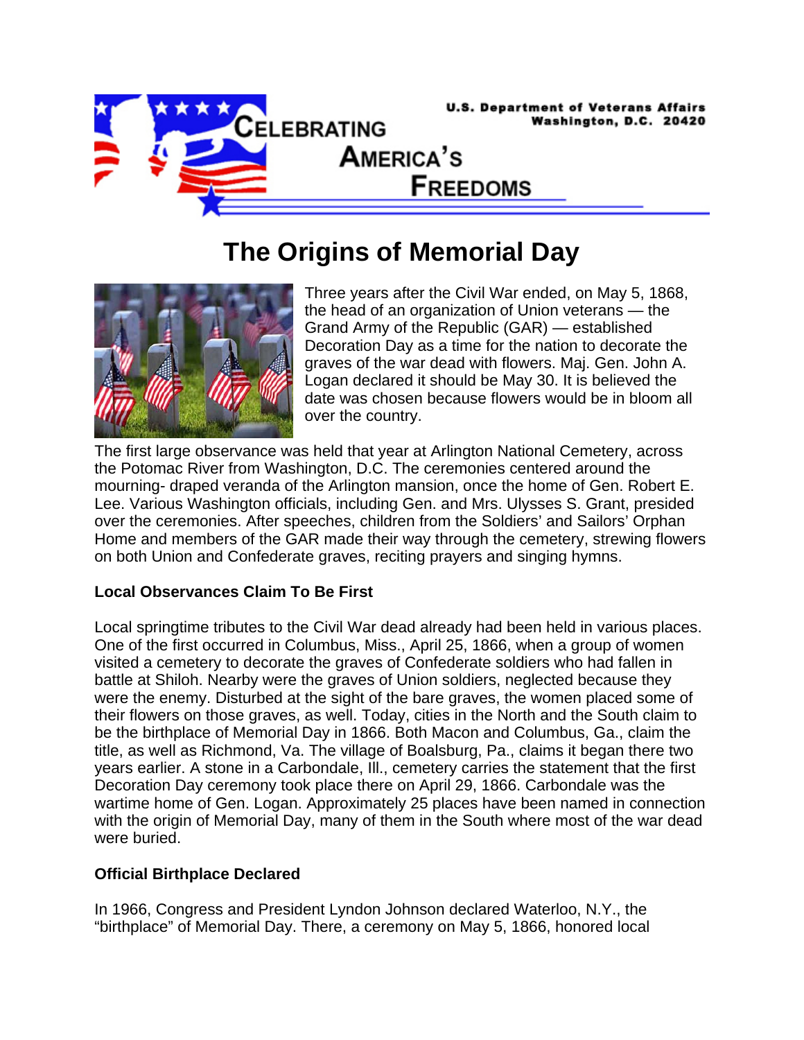U.S. Department of Veterans Affairs
Washington, D.C. 20420

CELEBRATING AMERICA'S FREEDOMS

# The Origins of Memorial Day

Three years after the Civil War ended, on May 5, 1868, the head of an organization of Union veterans — the Grand Army of the Republic (GAR) — established Decoration Day as a time for the nation to decorate the graves of the war dead with flowers. Maj. Gen. John A. Logan declared it should be May 30. It is believed the date was chosen because flowers would be in bloom all over the country.

The first large observance was held that year at Arlington National Cemetery, across the Potomac River from Washington, D.C. The ceremonies centered around the mourning- draped veranda of the Arlington mansion, once the home of Gen. Robert E. Lee. Various Washington officials, including Gen. and Mrs. Ulysses S. Grant, presided over the ceremonies. After speeches, children from the Soldiers' and Sailors' Orphan Home and members of the GAR made their way through the cemetery, strewing flowers on both Union and Confederate graves, reciting prayers and singing hymns.

**Local Observances Claim To Be First**

Local springtime tributes to the Civil War dead already had been held in various places. One of the first occurred in Columbus, Miss., April 25, 1866, when a group of women visited a cemetery to decorate the graves of Confederate soldiers who had fallen in battle at Shiloh. Nearby were the graves of Union soldiers, neglected because they were the enemy. Disturbed at the sight of the bare graves, the women placed some of their flowers on those graves, as well. Today, cities in the North and the South claim to be the birthplace of Memorial Day in 1866. Both Macon and Columbus, Ga., claim the title, as well as Richmond, Va. The village of Boalsburg, Pa., claims it began there two years earlier. A stone in a Carbondale, Ill., cemetery carries the statement that the first Decoration Day ceremony took place there on April 29, 1866. Carbondale was the wartime home of Gen. Logan. Approximately 25 places have been named in connection with the origin of Memorial Day, many of them in the South where most of the war dead were buried.

**Official Birthplace Declared**

In 1966, Congress and President Lyndon Johnson declared Waterloo, N.Y., the "birthplace" of Memorial Day. There, a ceremony on May 5, 1866, honored local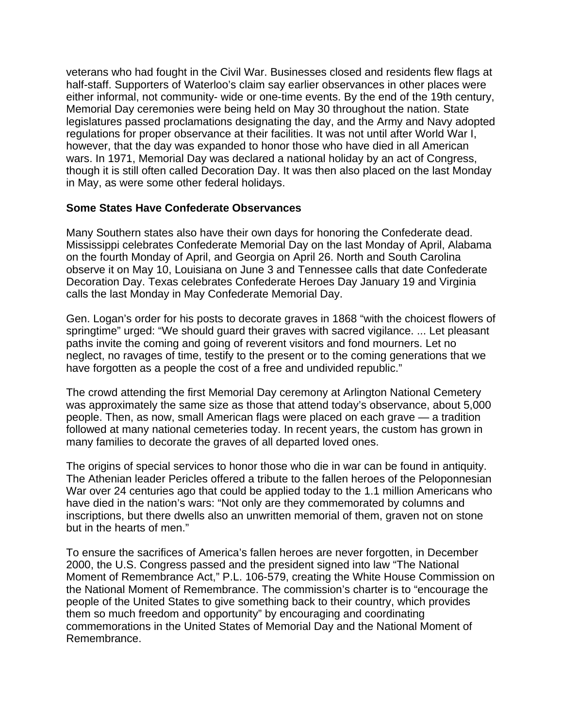veterans who had fought in the Civil War. Businesses closed and residents flew flags at half-staff. Supporters of Waterloo's claim say earlier observances in other places were either informal, not community- wide or one-time events. By the end of the 19th century, Memorial Day ceremonies were being held on May 30 throughout the nation. State legislatures passed proclamations designating the day, and the Army and Navy adopted regulations for proper observance at their facilities. It was not until after World War I, however, that the day was expanded to honor those who have died in all American wars. In 1971, Memorial Day was declared a national holiday by an act of Congress, though it is still often called Decoration Day. It was then also placed on the last Monday in May, as were some other federal holidays.

**Some States Have Confederate Observances**

Many Southern states also have their own days for honoring the Confederate dead. Mississippi celebrates Confederate Memorial Day on the last Monday of April, Alabama on the fourth Monday of April, and Georgia on April 26. North and South Carolina observe it on May 10, Louisiana on June 3 and Tennessee calls that date Confederate Decoration Day. Texas celebrates Confederate Heroes Day January 19 and Virginia calls the last Monday in May Confederate Memorial Day.

Gen. Logan's order for his posts to decorate graves in 1868 "with the choicest flowers of springtime" urged: "We should guard their graves with sacred vigilance. ... Let pleasant paths invite the coming and going of reverent visitors and fond mourners. Let no neglect, no ravages of time, testify to the present or to the coming generations that we have forgotten as a people the cost of a free and undivided republic."

The crowd attending the first Memorial Day ceremony at Arlington National Cemetery was approximately the same size as those that attend today's observance, about 5,000 people. Then, as now, small American flags were placed on each grave — a tradition followed at many national cemeteries today. In recent years, the custom has grown in many families to decorate the graves of all departed loved ones.

The origins of special services to honor those who die in war can be found in antiquity. The Athenian leader Pericles offered a tribute to the fallen heroes of the Peloponnesian War over 24 centuries ago that could be applied today to the 1.1 million Americans who have died in the nation's wars: "Not only are they commemorated by columns and inscriptions, but there dwells also an unwritten memorial of them, graven not on stone but in the hearts of men."

To ensure the sacrifices of America's fallen heroes are never forgotten, in December 2000, the U.S. Congress passed and the president signed into law "The National Moment of Remembrance Act," P.L. 106-579, creating the White House Commission on the National Moment of Remembrance. The commission's charter is to "encourage the people of the United States to give something back to their country, which provides them so much freedom and opportunity" by encouraging and coordinating commemorations in the United States of Memorial Day and the National Moment of Remembrance.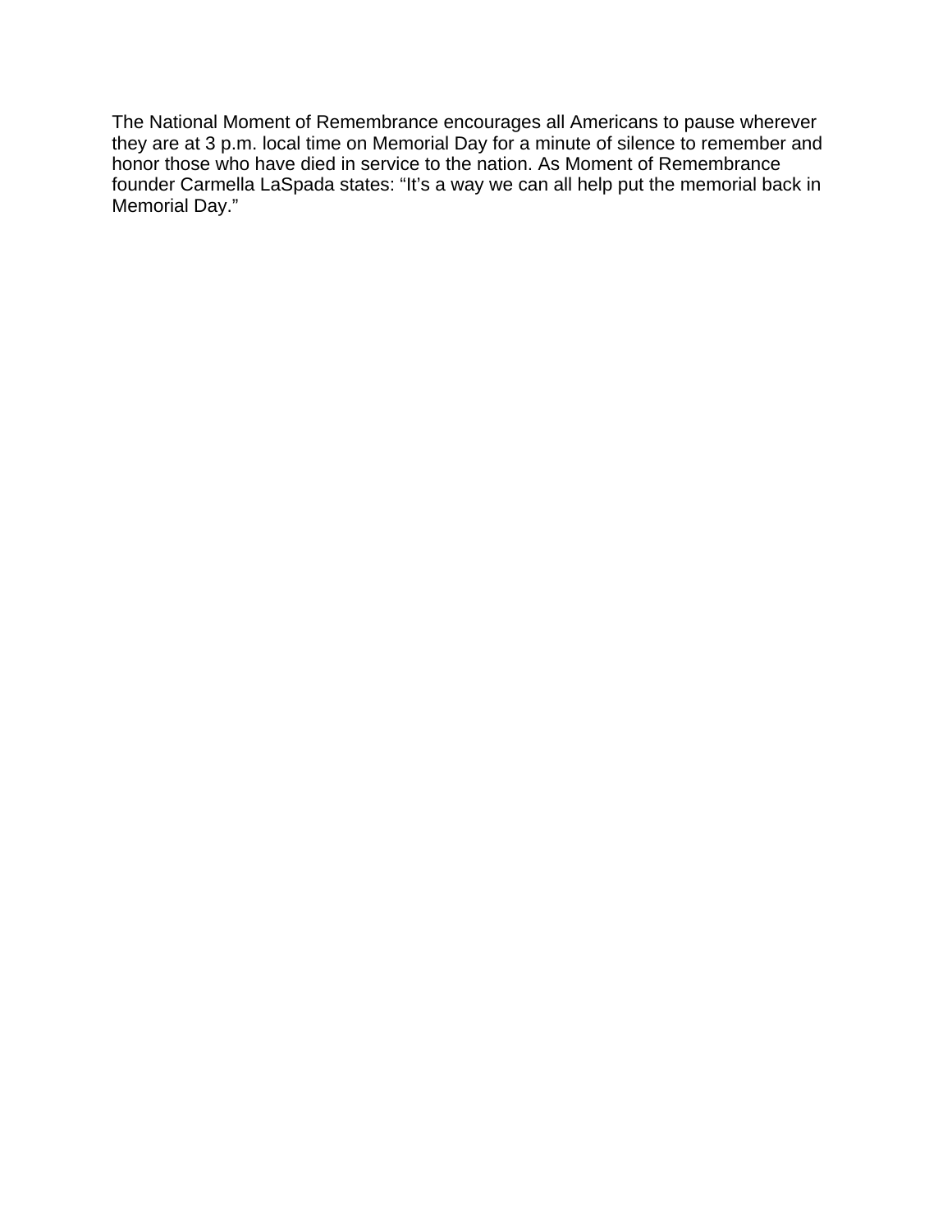The National Moment of Remembrance encourages all Americans to pause wherever they are at 3 p.m. local time on Memorial Day for a minute of silence to remember and honor those who have died in service to the nation. As Moment of Remembrance founder Carmella LaSpada states: “It’s a way we can all help put the memorial back in Memorial Day.”